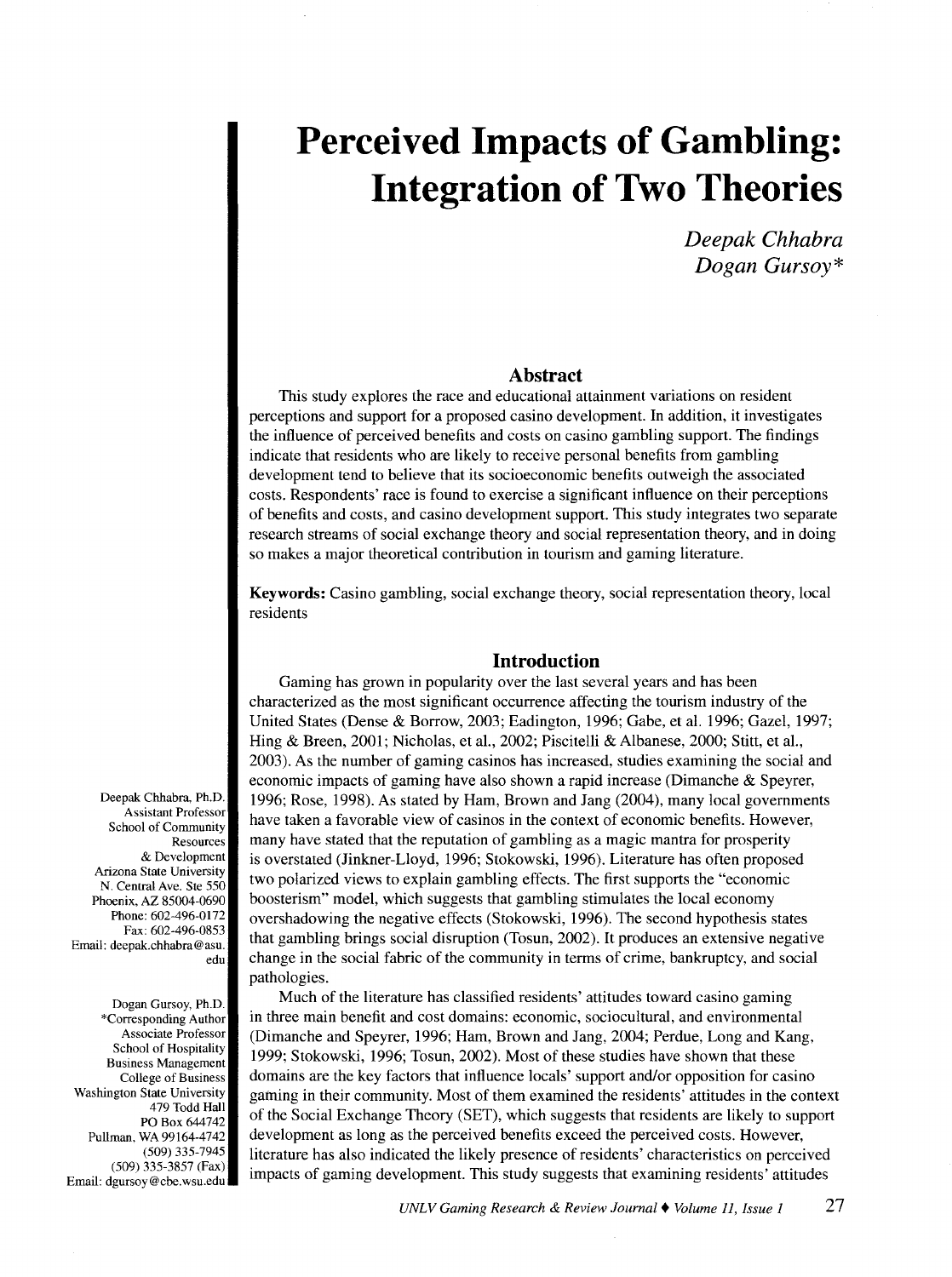# Perceived Impacts of Gambling: Integration of Two Theories

*Deepak Chhabra*
*Dogan Gursoy**

## Abstract

This study explores the race and educational attainment variations on resident perceptions and support for a proposed casino development. In addition, it investigates the influence of perceived benefits and costs on casino gambling support. The findings indicate that residents who are likely to receive personal benefits from gambling development tend to believe that its socioeconomic benefits outweigh the associated costs. Respondents' race is found to exercise a significant influence on their perceptions of benefits and costs, and casino development support. This study integrates two separate research streams of social exchange theory and social representation theory, and in doing so makes a major theoretical contribution in tourism and gaming literature.

**Keywords:** Casino gambling, social exchange theory, social representation theory, local residents

Deepak Chhabra, Ph.D.
Assistant Professor
School of Community Resources & Development
Arizona State University
N. Central Ave. Ste 550
Phoenix, AZ 85004-0690
Phone: 602-496-0172
Fax: 602-496-0853
Email: deepak.chhabra@asu.edu

Dogan Gursoy, Ph.D.
*Corresponding Author
Associate Professor
School of Hospitality Business Management
College of Business
Washington State University
479 Todd Hall
PO Box 644742
Pullman, WA 99164-4742
(509) 335-7945
(509) 335-3857 (Fax)
Email: dgursoy@cbe.wsu.edu

## Introduction

Gaming has grown in popularity over the last several years and has been characterized as the most significant occurrence affecting the tourism industry of the United States (Dense & Borrow, 2003; Eadington, 1996; Gabe, et al. 1996; Gazel, 1997; Hing & Breen, 2001; Nicholas, et al., 2002; Piscitelli & Albanese, 2000; Stitt, et al., 2003). As the number of gaming casinos has increased, studies examining the social and economic impacts of gaming have also shown a rapid increase (Dimanche & Speyrer, 1996; Rose, 1998). As stated by Ham, Brown and Jang (2004), many local governments have taken a favorable view of casinos in the context of economic benefits. However, many have stated that the reputation of gambling as a magic mantra for prosperity is overstated (Jinkner-Lloyd, 1996; Stokowski, 1996). Literature has often proposed two polarized views to explain gambling effects. The first supports the "economic boosterism" model, which suggests that gambling stimulates the local economy overshadowing the negative effects (Stokowski, 1996). The second hypothesis states that gambling brings social disruption (Tosun, 2002). It produces an extensive negative change in the social fabric of the community in terms of crime, bankruptcy, and social pathologies.

Much of the literature has classified residents' attitudes toward casino gaming in three main benefit and cost domains: economic, sociocultural, and environmental (Dimanche and Speyrer, 1996; Ham, Brown and Jang, 2004; Perdue, Long and Kang, 1999; Stokowski, 1996; Tosun, 2002). Most of these studies have shown that these domains are the key factors that influence locals' support and/or opposition for casino gaming in their community. Most of them examined the residents' attitudes in the context of the Social Exchange Theory (SET), which suggests that residents are likely to support development as long as the perceived benefits exceed the perceived costs. However, literature has also indicated the likely presence of residents' characteristics on perceived impacts of gaming development. This study suggests that examining residents' attitudes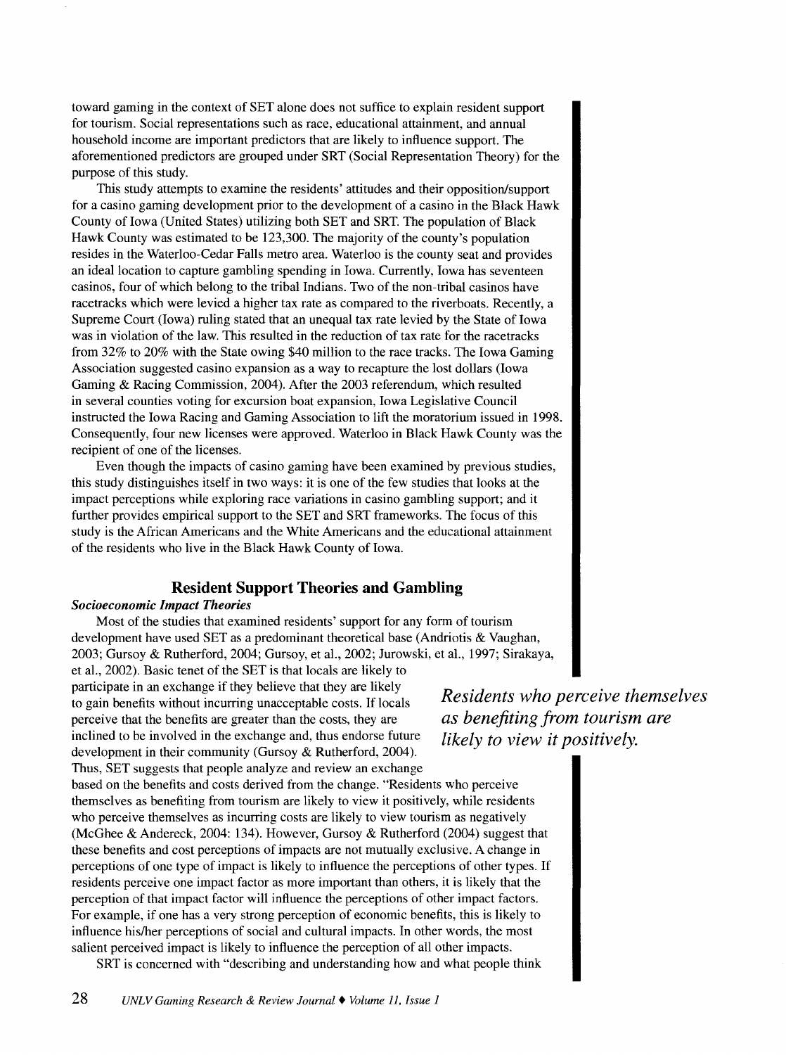toward gaming in the context of SET alone does not suffice to explain resident support for tourism. Social representations such as race, educational attainment, and annual household income are important predictors that are likely to influence support. The aforementioned predictors are grouped under SRT (Social Representation Theory) for the purpose of this study.

This study attempts to examine the residents' attitudes and their opposition/support for a casino gaming development prior to the development of a casino in the Black Hawk County of Iowa (United States) utilizing both SET and SRT. The population of Black Hawk County was estimated to be 123,300. The majority of the county's population resides in the Waterloo-Cedar Falls metro area. Waterloo is the county seat and provides an ideal location to capture gambling spending in Iowa. Currently, Iowa has seventeen casinos, four of which belong to the tribal Indians. Two of the non-tribal casinos have racetracks which were levied a higher tax rate as compared to the riverboats. Recently, a Supreme Court (Iowa) ruling stated that an unequal tax rate levied by the State of Iowa was in violation of the law. This resulted in the reduction of tax rate for the racetracks from 32% to 20% with the State owing $40 million to the race tracks. The Iowa Gaming Association suggested casino expansion as a way to recapture the lost dollars (Iowa Gaming & Racing Commission, 2004). After the 2003 referendum, which resulted in several counties voting for excursion boat expansion, Iowa Legislative Council instructed the Iowa Racing and Gaming Association to lift the moratorium issued in 1998. Consequently, four new licenses were approved. Waterloo in Black Hawk County was the recipient of one of the licenses.

Even though the impacts of casino gaming have been examined by previous studies, this study distinguishes itself in two ways: it is one of the few studies that looks at the impact perceptions while exploring race variations in casino gambling support; and it further provides empirical support to the SET and SRT frameworks. The focus of this study is the African Americans and the White Americans and the educational attainment of the residents who live in the Black Hawk County of Iowa.

## Resident Support Theories and Gambling

### *Socioeconomic Impact Theories*

Most of the studies that examined residents' support for any form of tourism development have used SET as a predominant theoretical base (Andriotis & Vaughan, 2003; Gursoy & Rutherford, 2004; Gursoy, et al., 2002; Jurowski, et al., 1997; Sirakaya, et al., 2002). Basic tenet of the SET is that locals are likely to participate in an exchange if they believe that they are likely to gain benefits without incurring unacceptable costs. If locals perceive that the benefits are greater than the costs, they are inclined to be involved in the exchange and, thus endorse future development in their community (Gursoy & Rutherford, 2004). Thus, SET suggests that people analyze and review an exchange based on the benefits and costs derived from the change. "Residents who perceive themselves as benefiting from tourism are likely to view it positively, while residents who perceive themselves as incurring costs are likely to view tourism as negatively (McGhee & Andereck, 2004: 134). However, Gursoy & Rutherford (2004) suggest that these benefits and cost perceptions of impacts are not mutually exclusive. A change in perceptions of one type of impact is likely to influence the perceptions of other types. If residents perceive one impact factor as more important than others, it is likely that the perception of that impact factor will influence the perceptions of other impact factors. For example, if one has a very strong perception of economic benefits, this is likely to influence his/her perceptions of social and cultural impacts. In other words, the most salient perceived impact is likely to influence the perception of all other impacts.

*Residents who perceive themselves as benefiting from tourism are likely to view it positively.*

SRT is concerned with "describing and understanding how and what people think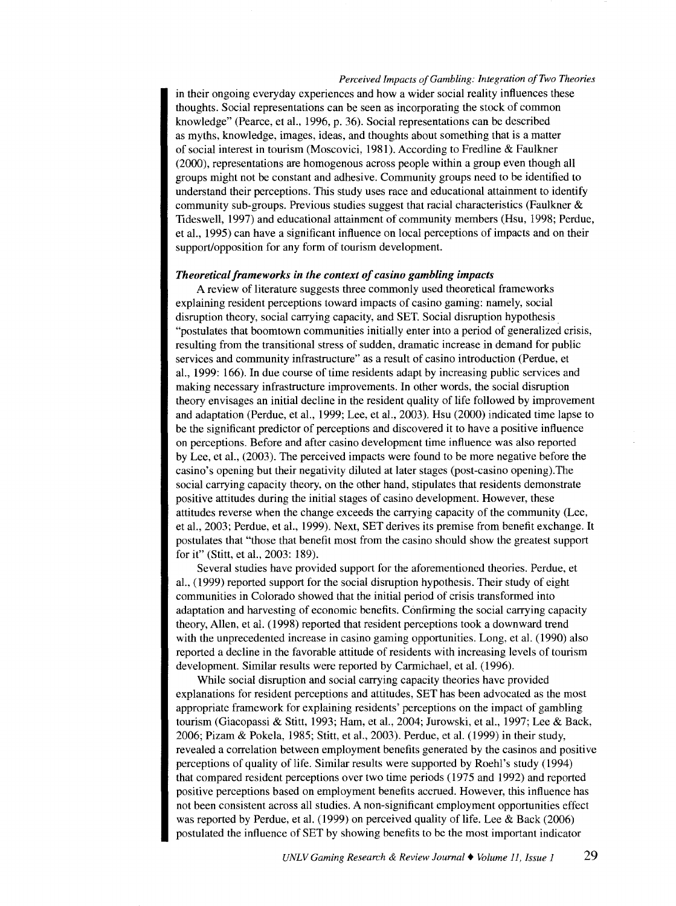in their ongoing everyday experiences and how a wider social reality influences these thoughts. Social representations can be seen as incorporating the stock of common knowledge" (Pearce, et al., 1996, p. 36). Social representations can be described as myths, knowledge, images, ideas, and thoughts about something that is a matter of social interest in tourism (Moscovici, 1981). According to Fredline & Faulkner (2000), representations are homogenous across people within a group even though all groups might not be constant and adhesive. Community groups need to be identified to understand their perceptions. This study uses race and educational attainment to identify community sub-groups. Previous studies suggest that racial characteristics (Faulkner & Tideswell, 1997) and educational attainment of community members (Hsu, 1998; Perdue, et al., 1995) can have a significant influence on local perceptions of impacts and on their support/opposition for any form of tourism development.

### *Theoretical frameworks in the context of casino gambling impacts*

A review of literature suggests three commonly used theoretical frameworks explaining resident perceptions toward impacts of casino gaming: namely, social disruption theory, social carrying capacity, and SET. Social disruption hypothesis "postulates that boomtown communities initially enter into a period of generalized crisis, resulting from the transitional stress of sudden, dramatic increase in demand for public services and community infrastructure" as a result of casino introduction (Perdue, et al., 1999: 166). In due course of time residents adapt by increasing public services and making necessary infrastructure improvements. In other words, the social disruption theory envisages an initial decline in the resident quality of life followed by improvement and adaptation (Perdue, et al., 1999; Lee, et al., 2003). Hsu (2000) indicated time lapse to be the significant predictor of perceptions and discovered it to have a positive influence on perceptions. Before and after casino development time influence was also reported by Lee, et al., (2003). The perceived impacts were found to be more negative before the casino's opening but their negativity diluted at later stages (post-casino opening).The social carrying capacity theory, on the other hand, stipulates that residents demonstrate positive attitudes during the initial stages of casino development. However, these attitudes reverse when the change exceeds the carrying capacity of the community (Lee, et al., 2003; Perdue, et al., 1999). Next, SET derives its premise from benefit exchange. It postulates that "those that benefit most from the casino should show the greatest support for it" (Stitt, et al., 2003: 189).

Several studies have provided support for the aforementioned theories. Perdue, et al., (1999) reported support for the social disruption hypothesis. Their study of eight communities in Colorado showed that the initial period of crisis transformed into adaptation and harvesting of economic benefits. Confirming the social carrying capacity theory, Allen, et al. (1998) reported that resident perceptions took a downward trend with the unprecedented increase in casino gaming opportunities. Long, et al. (1990) also reported a decline in the favorable attitude of residents with increasing levels of tourism development. Similar results were reported by Carmichael, et al. (1996).

While social disruption and social carrying capacity theories have provided explanations for resident perceptions and attitudes, SET has been advocated as the most appropriate framework for explaining residents' perceptions on the impact of gambling tourism (Giacopassi & Stitt, 1993; Ham, et al., 2004; Jurowski, et al., 1997; Lee & Back, 2006; Pizam & Pokela, 1985; Stitt, et al., 2003). Perdue, et al. (1999) in their study, revealed a correlation between employment benefits generated by the casinos and positive perceptions of quality of life. Similar results were supported by Roehl's study (1994) that compared resident perceptions over two time periods (1975 and 1992) and reported positive perceptions based on employment benefits accrued. However, this influence has not been consistent across all studies. A non-significant employment opportunities effect was reported by Perdue, et al. (1999) on perceived quality of life. Lee & Back (2006) postulated the influence of SET by showing benefits to be the most important indicator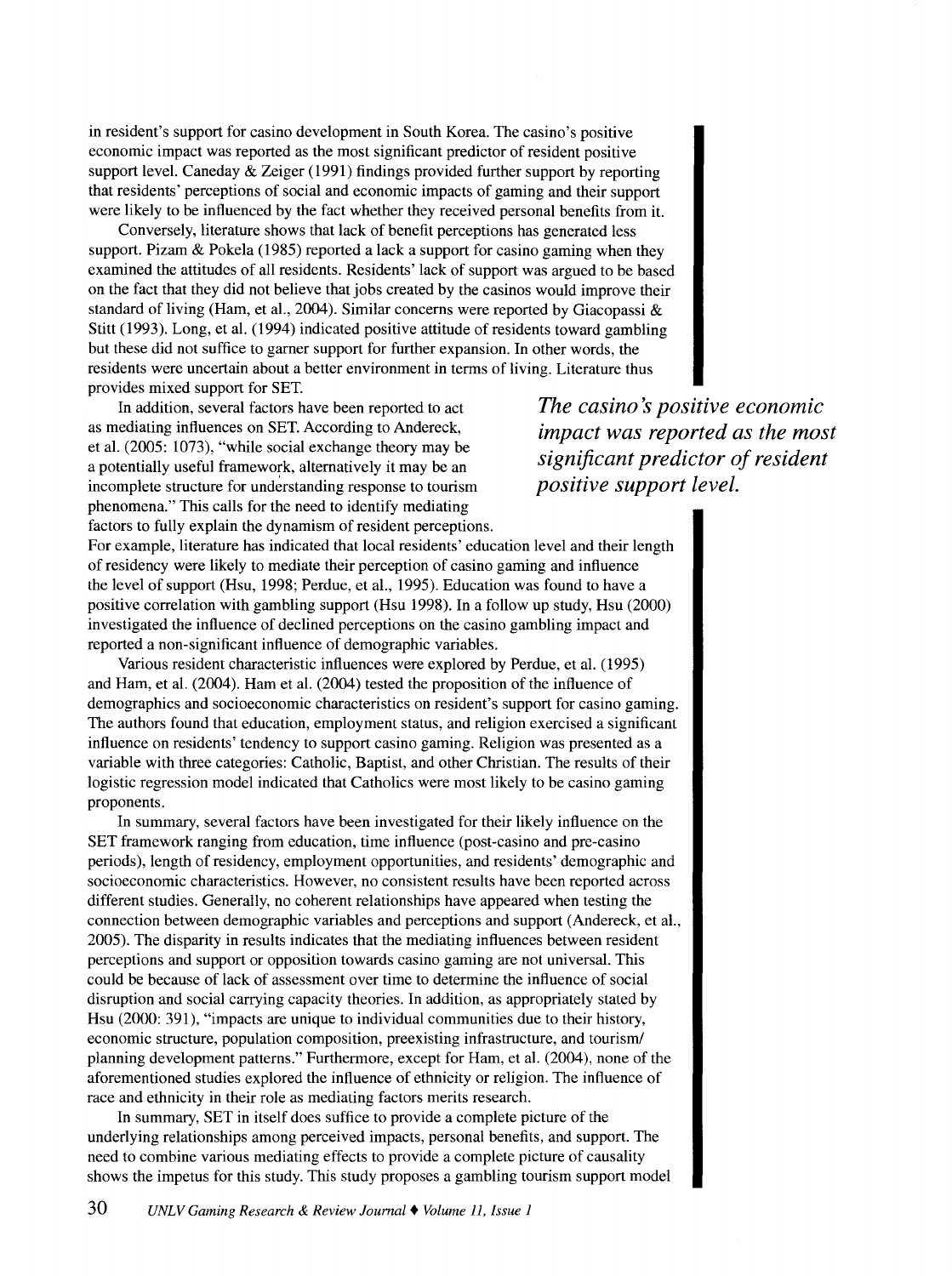in resident's support for casino development in South Korea. The casino's positive economic impact was reported as the most significant predictor of resident positive support level. Caneday & Zeiger (1991) findings provided further support by reporting that residents' perceptions of social and economic impacts of gaming and their support were likely to be influenced by the fact whether they received personal benefits from it.

Conversely, literature shows that lack of benefit perceptions has generated less support. Pizam & Pokela (1985) reported a lack a support for casino gaming when they examined the attitudes of all residents. Residents' lack of support was argued to be based on the fact that they did not believe that jobs created by the casinos would improve their standard of living (Ham, et al., 2004). Similar concerns were reported by Giacopassi & Stitt (1993). Long, et al. (1994) indicated positive attitude of residents toward gambling but these did not suffice to garner support for further expansion. In other words, the residents were uncertain about a better environment in terms of living. Literature thus provides mixed support for SET.

*The casino's positive economic impact was reported as the most significant predictor of resident positive support level.*

In addition, several factors have been reported to act as mediating influences on SET. According to Andereck, et al. (2005: 1073), "while social exchange theory may be a potentially useful framework, alternatively it may be an incomplete structure for understanding response to tourism phenomena." This calls for the need to identify mediating factors to fully explain the dynamism of resident perceptions. For example, literature has indicated that local residents' education level and their length of residency were likely to mediate their perception of casino gaming and influence the level of support (Hsu, 1998; Perdue, et al., 1995). Education was found to have a positive correlation with gambling support (Hsu 1998). In a follow up study, Hsu (2000) investigated the influence of declined perceptions on the casino gambling impact and reported a non-significant influence of demographic variables.

Various resident characteristic influences were explored by Perdue, et al. (1995) and Ham, et al. (2004). Ham et al. (2004) tested the proposition of the influence of demographics and socioeconomic characteristics on resident's support for casino gaming. The authors found that education, employment status, and religion exercised a significant influence on residents' tendency to support casino gaming. Religion was presented as a variable with three categories: Catholic, Baptist, and other Christian. The results of their logistic regression model indicated that Catholics were most likely to be casino gaming proponents.

In summary, several factors have been investigated for their likely influence on the SET framework ranging from education, time influence (post-casino and pre-casino periods), length of residency, employment opportunities, and residents' demographic and socioeconomic characteristics. However, no consistent results have been reported across different studies. Generally, no coherent relationships have appeared when testing the connection between demographic variables and perceptions and support (Andereck, et al., 2005). The disparity in results indicates that the mediating influences between resident perceptions and support or opposition towards casino gaming are not universal. This could be because of lack of assessment over time to determine the influence of social disruption and social carrying capacity theories. In addition, as appropriately stated by Hsu (2000: 391), "impacts are unique to individual communities due to their history, economic structure, population composition, preexisting infrastructure, and tourism/ planning development patterns." Furthermore, except for Ham, et al. (2004), none of the aforementioned studies explored the influence of ethnicity or religion. The influence of race and ethnicity in their role as mediating factors merits research.

In summary, SET in itself does suffice to provide a complete picture of the underlying relationships among perceived impacts, personal benefits, and support. The need to combine various mediating effects to provide a complete picture of causality shows the impetus for this study. This study proposes a gambling tourism support model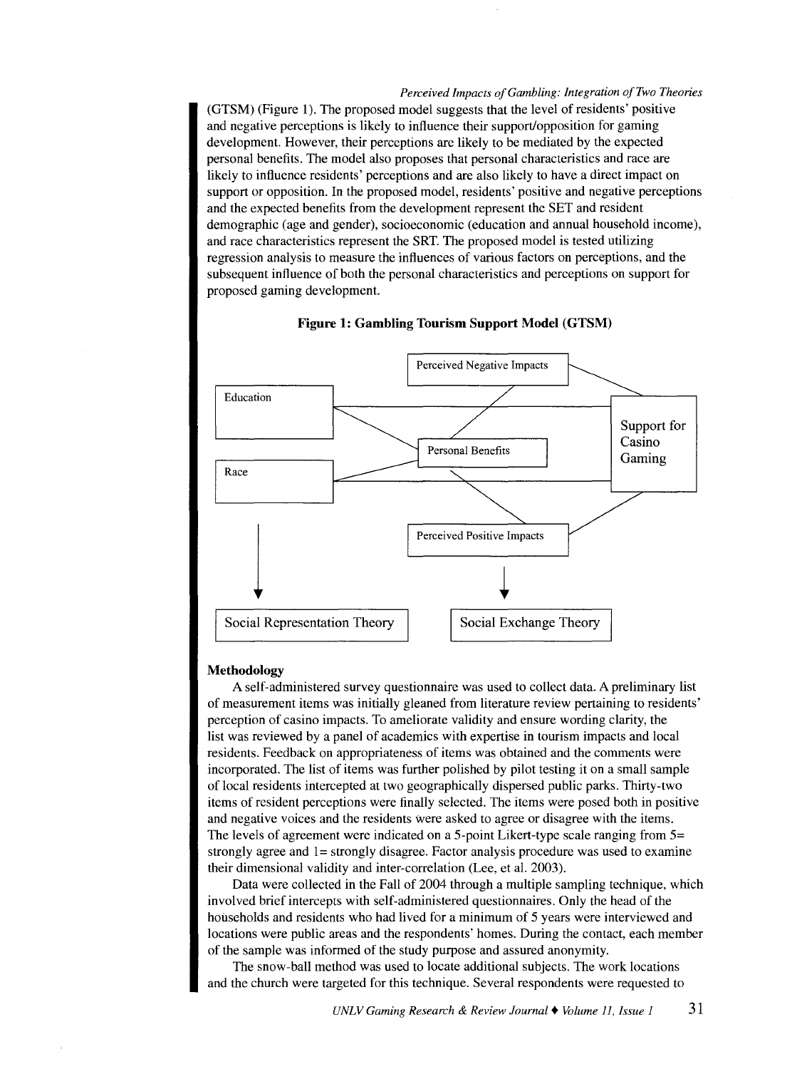(GTSM) (Figure 1). The proposed model suggests that the level of residents' positive and negative perceptions is likely to influence their support/opposition for gaming development. However, their perceptions are likely to be mediated by the expected personal benefits. The model also proposes that personal characteristics and race are likely to influence residents' perceptions and are also likely to have a direct impact on support or opposition. In the proposed model, residents' positive and negative perceptions and the expected benefits from the development represent the SET and resident demographic (age and gender), socioeconomic (education and annual household income), and race characteristics represent the SRT. The proposed model is tested utilizing regression analysis to measure the influences of various factors on perceptions, and the subsequent influence of both the personal characteristics and perceptions on support for proposed gaming development.

**Figure 1: Gambling Tourism Support Model (GTSM)**

Perceived Negative Impacts

Education

Support for Casino Gaming

Personal Benefits

Race

Perceived Positive Impacts

Social Representation Theory

Social Exchange Theory

### Methodology

A self-administered survey questionnaire was used to collect data. A preliminary list of measurement items was initially gleaned from literature review pertaining to residents' perception of casino impacts. To ameliorate validity and ensure wording clarity, the list was reviewed by a panel of academics with expertise in tourism impacts and local residents. Feedback on appropriateness of items was obtained and the comments were incorporated. The list of items was further polished by pilot testing it on a small sample of local residents intercepted at two geographically dispersed public parks. Thirty-two items of resident perceptions were finally selected. The items were posed both in positive and negative voices and the residents were asked to agree or disagree with the items. The levels of agreement were indicated on a 5-point Likert-type scale ranging from 5= strongly agree and 1= strongly disagree. Factor analysis procedure was used to examine their dimensional validity and inter-correlation (Lee, et al. 2003).

Data were collected in the Fall of 2004 through a multiple sampling technique, which involved brief intercepts with self-administered questionnaires. Only the head of the households and residents who had lived for a minimum of 5 years were interviewed and locations were public areas and the respondents' homes. During the contact, each member of the sample was informed of the study purpose and assured anonymity.

The snow-ball method was used to locate additional subjects. The work locations and the church were targeted for this technique. Several respondents were requested to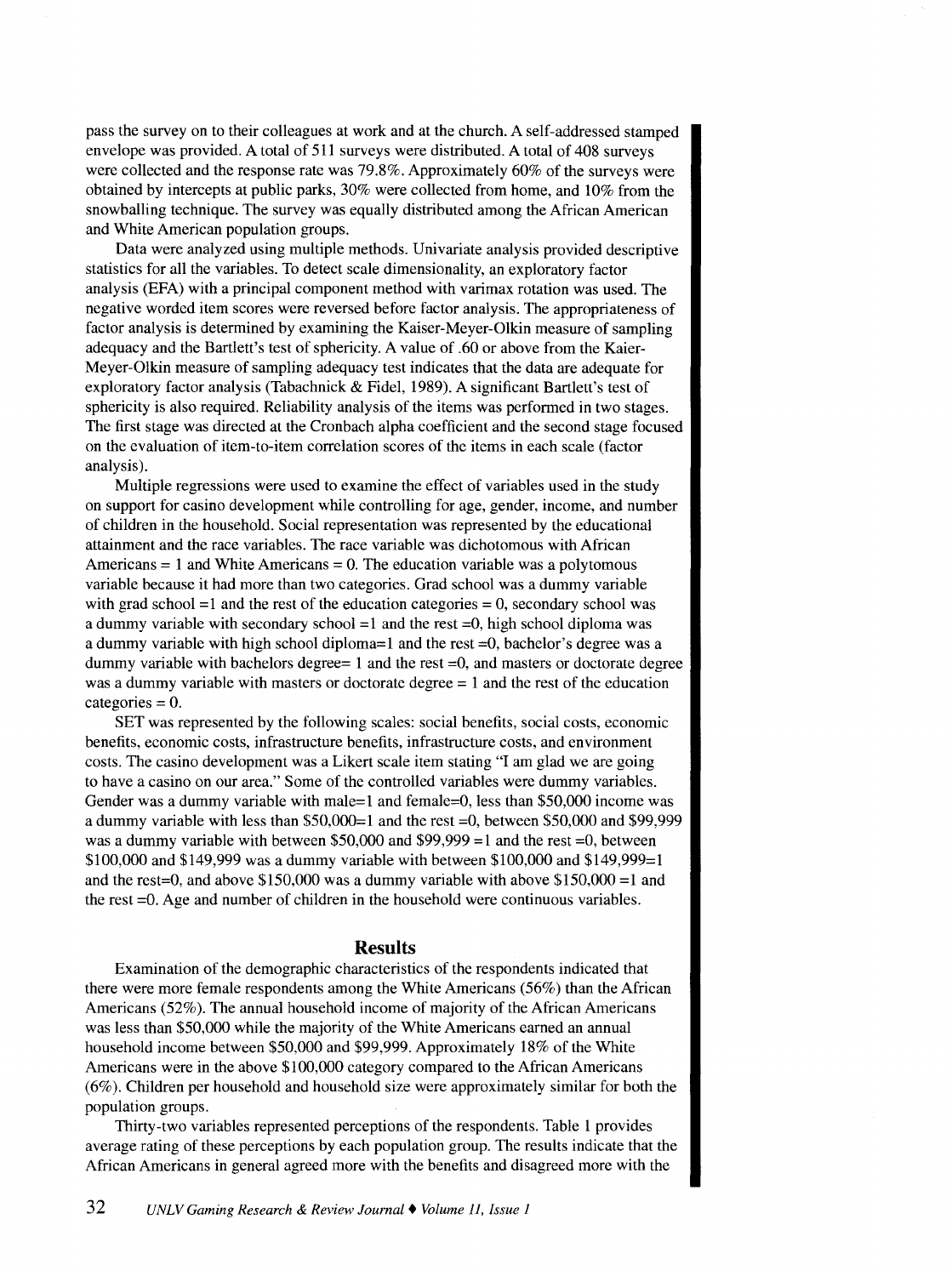pass the survey on to their colleagues at work and at the church. A self-addressed stamped envelope was provided. A total of 511 surveys were distributed. A total of 408 surveys were collected and the response rate was 79.8%. Approximately 60% of the surveys were obtained by intercepts at public parks, 30% were collected from home, and 10% from the snowballing technique. The survey was equally distributed among the African American and White American population groups.

Data were analyzed using multiple methods. Univariate analysis provided descriptive statistics for all the variables. To detect scale dimensionality, an exploratory factor analysis (EFA) with a principal component method with varimax rotation was used. The negative worded item scores were reversed before factor analysis. The appropriateness of factor analysis is determined by examining the Kaiser-Meyer-Olkin measure of sampling adequacy and the Bartlett's test of sphericity. A value of .60 or above from the Kaier-Meyer-Olkin measure of sampling adequacy test indicates that the data are adequate for exploratory factor analysis (Tabachnick & Fidel, 1989). A significant Bartlett's test of sphericity is also required. Reliability analysis of the items was performed in two stages. The first stage was directed at the Cronbach alpha coefficient and the second stage focused on the evaluation of item-to-item correlation scores of the items in each scale (factor analysis).

Multiple regressions were used to examine the effect of variables used in the study on support for casino development while controlling for age, gender, income, and number of children in the household. Social representation was represented by the educational attainment and the race variables. The race variable was dichotomous with African Americans = 1 and White Americans = 0. The education variable was a polytomous variable because it had more than two categories. Grad school was a dummy variable with grad school =1 and the rest of the education categories = 0, secondary school was a dummy variable with secondary school =1 and the rest =0, high school diploma was a dummy variable with high school diploma=1 and the rest =0, bachelor's degree was a dummy variable with bachelors degree= 1 and the rest =0, and masters or doctorate degree was a dummy variable with masters or doctorate degree = 1 and the rest of the education categories = 0.

SET was represented by the following scales: social benefits, social costs, economic benefits, economic costs, infrastructure benefits, infrastructure costs, and environment costs. The casino development was a Likert scale item stating "I am glad we are going to have a casino on our area." Some of the controlled variables were dummy variables. Gender was a dummy variable with male=1 and female=0, less than $50,000 income was a dummy variable with less than $50,000=1 and the rest =0, between $50,000 and $99,999 was a dummy variable with between $50,000 and $99,999 =1 and the rest =0, between $100,000 and $149,999 was a dummy variable with between $100,000 and $149,999=1 and the rest=0, and above $150,000 was a dummy variable with above $150,000 =1 and the rest =0. Age and number of children in the household were continuous variables.

## Results

Examination of the demographic characteristics of the respondents indicated that there were more female respondents among the White Americans (56%) than the African Americans (52%). The annual household income of majority of the African Americans was less than $50,000 while the majority of the White Americans earned an annual household income between $50,000 and $99,999. Approximately 18% of the White Americans were in the above $100,000 category compared to the African Americans (6%). Children per household and household size were approximately similar for both the population groups.

Thirty-two variables represented perceptions of the respondents. Table 1 provides average rating of these perceptions by each population group. The results indicate that the African Americans in general agreed more with the benefits and disagreed more with the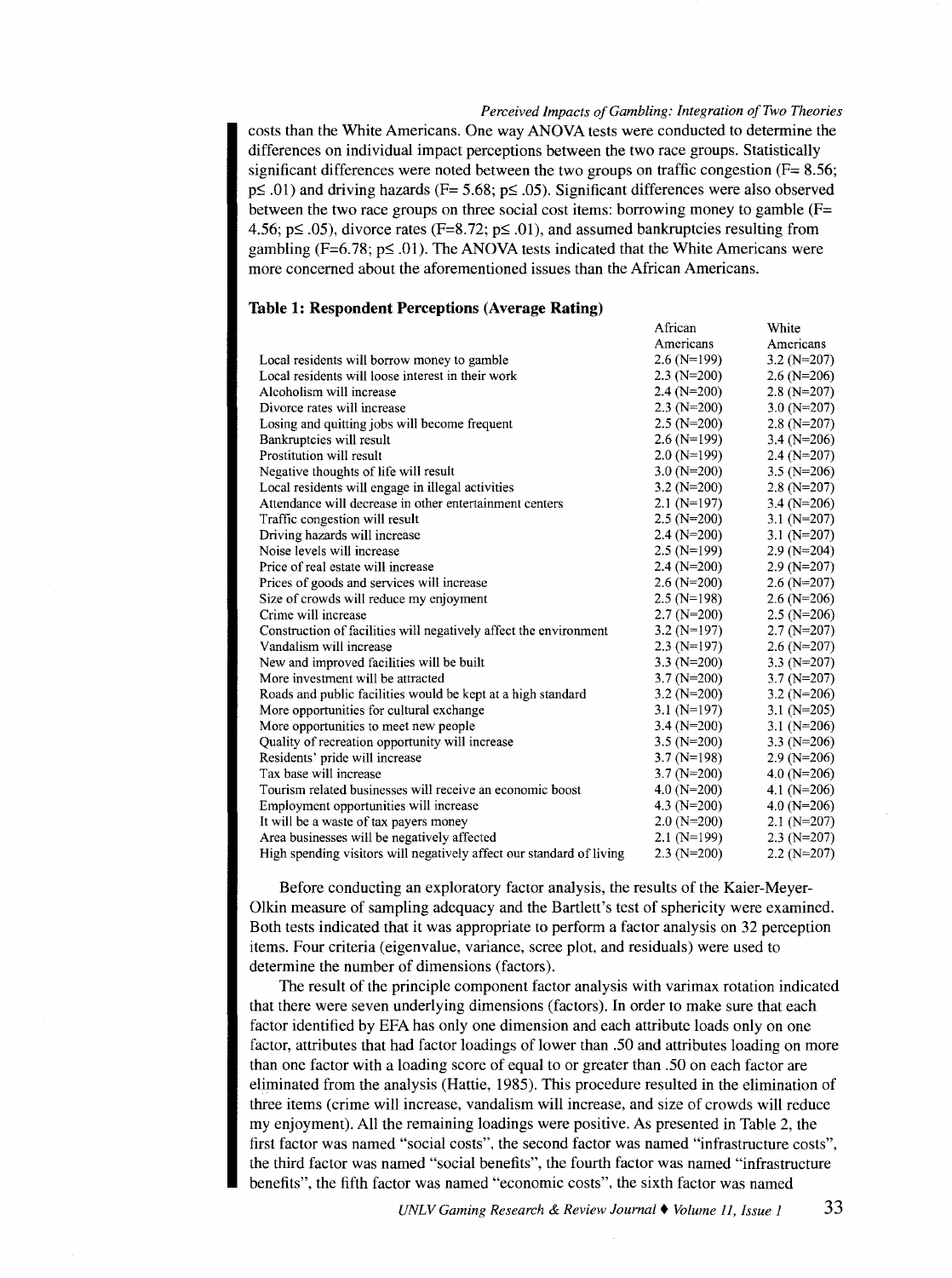costs than the White Americans. One way ANOVA tests were conducted to determine the differences on individual impact perceptions between the two race groups. Statistically significant differences were noted between the two groups on traffic congestion ($F= 8.56$; $p \leq .01$) and driving hazards ($F= 5.68$; $p \leq .05$). Significant differences were also observed between the two race groups on three social cost items: borrowing money to gamble ($F= 4.56$; $p \leq .05$), divorce rates ($F=8.72$; $p \leq .01$), and assumed bankruptcies resulting from gambling ($F=6.78$; $p \leq .01$). The ANOVA tests indicated that the White Americans were more concerned about the aforementioned issues than the African Americans.

**Table 1: Respondent Perceptions (Average Rating)**

| | African Americans | White Americans |
|---|---|---|
| Local residents will borrow money to gamble | 2.6 (N=199) | 3.2 (N=207) |
| Local residents will loose interest in their work | 2.3 (N=200) | 2.6 (N=206) |
| Alcoholism will increase | 2.4 (N=200) | 2.8 (N=207) |
| Divorce rates will increase | 2.3 (N=200) | 3.0 (N=207) |
| Losing and quitting jobs will become frequent | 2.5 (N=200) | 2.8 (N=207) |
| Bankruptcies will result | 2.6 (N=199) | 3.4 (N=206) |
| Prostitution will result | 2.0 (N=199) | 2.4 (N=207) |
| Negative thoughts of life will result | 3.0 (N=200) | 3.5 (N=206) |
| Local residents will engage in illegal activities | 3.2 (N=200) | 2.8 (N=207) |
| Attendance will decrease in other entertainment centers | 2.1 (N=197) | 3.4 (N=206) |
| Traffic congestion will result | 2.5 (N=200) | 3.1 (N=207) |
| Driving hazards will increase | 2.4 (N=200) | 3.1 (N=207) |
| Noise levels will increase | 2.5 (N=199) | 2.9 (N=204) |
| Price of real estate will increase | 2.4 (N=200) | 2.9 (N=207) |
| Prices of goods and services will increase | 2.6 (N=200) | 2.6 (N=207) |
| Size of crowds will reduce my enjoyment | 2.5 (N=198) | 2.6 (N=206) |
| Crime will increase | 2.7 (N=200) | 2.5 (N=206) |
| Construction of facilities will negatively affect the environment | 3.2 (N=197) | 2.7 (N=207) |
| Vandalism will increase | 2.3 (N=197) | 2.6 (N=207) |
| New and improved facilities will be built | 3.3 (N=200) | 3.3 (N=207) |
| More investment will be attracted | 3.7 (N=200) | 3.7 (N=207) |
| Roads and public facilities would be kept at a high standard | 3.2 (N=200) | 3.2 (N=206) |
| More opportunities for cultural exchange | 3.1 (N=197) | 3.1 (N=205) |
| More opportunities to meet new people | 3.4 (N=200) | 3.1 (N=206) |
| Quality of recreation opportunity will increase | 3.5 (N=200) | 3.3 (N=206) |
| Residents' pride will increase | 3.7 (N=198) | 2.9 (N=206) |
| Tax base will increase | 3.7 (N=200) | 4.0 (N=206) |
| Tourism related businesses will receive an economic boost | 4.0 (N=200) | 4.1 (N=206) |
| Employment opportunities will increase | 4.3 (N=200) | 4.0 (N=206) |
| It will be a waste of tax payers money | 2.0 (N=200) | 2.1 (N=207) |
| Area businesses will be negatively affected | 2.1 (N=199) | 2.3 (N=207) |
| High spending visitors will negatively affect our standard of living | 2.3 (N=200) | 2.2 (N=207) |

Before conducting an exploratory factor analysis, the results of the Kaier-Meyer-Olkin measure of sampling adequacy and the Bartlett's test of sphericity were examined. Both tests indicated that it was appropriate to perform a factor analysis on 32 perception items. Four criteria (eigenvalue, variance, scree plot, and residuals) were used to determine the number of dimensions (factors).

The result of the principle component factor analysis with varimax rotation indicated that there were seven underlying dimensions (factors). In order to make sure that each factor identified by EFA has only one dimension and each attribute loads only on one factor, attributes that had factor loadings of lower than .50 and attributes loading on more than one factor with a loading score of equal to or greater than .50 on each factor are eliminated from the analysis (Hattie, 1985). This procedure resulted in the elimination of three items (crime will increase, vandalism will increase, and size of crowds will reduce my enjoyment). All the remaining loadings were positive. As presented in Table 2, the first factor was named "social costs", the second factor was named "infrastructure costs", the third factor was named "social benefits", the fourth factor was named "infrastructure benefits", the fifth factor was named "economic costs", the sixth factor was named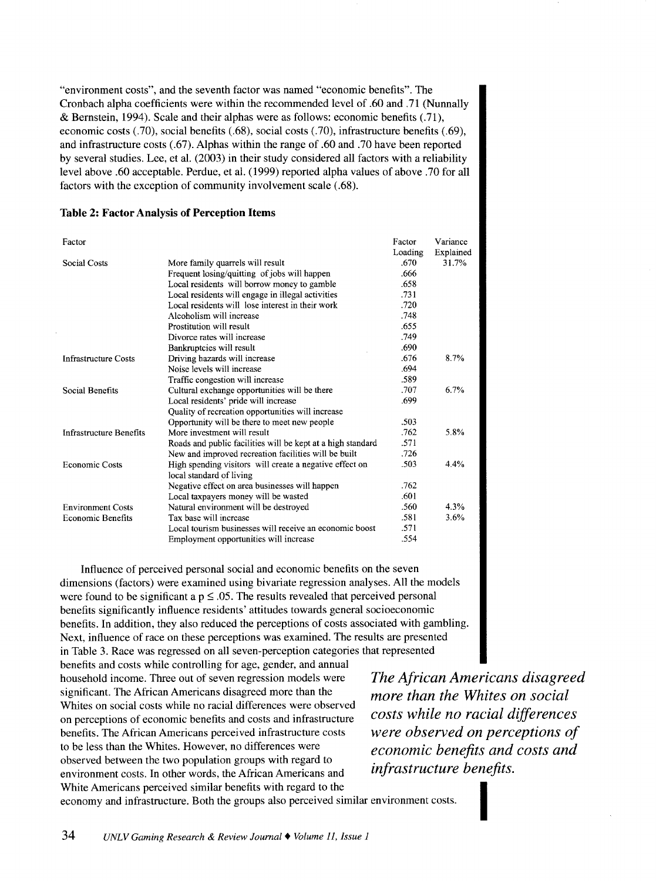"environment costs", and the seventh factor was named "economic benefits". The Cronbach alpha coefficients were within the recommended level of .60 and .71 (Nunnally & Bernstein, 1994). Scale and their alphas were as follows: economic benefits (.71), economic costs (.70), social benefits (.68), social costs (.70), infrastructure benefits (.69), and infrastructure costs (.67). Alphas within the range of .60 and .70 have been reported by several studies. Lee, et al. (2003) in their study considered all factors with a reliability level above .60 acceptable. Perdue, et al. (1999) reported alpha values of above .70 for all factors with the exception of community involvement scale (.68).

**Table 2: Factor Analysis of Perception Items**

| Factor | | Factor Loading | Variance Explained |
|---|---|---|---|
| Social Costs | More family quarrels will result | .670 | 31.7% |
| | Frequent losing/quitting of jobs will happen | .666 | |
| | Local residents will borrow money to gamble | .658 | |
| | Local residents will engage in illegal activities | .731 | |
| | Local residents will lose interest in their work | .720 | |
| | Alcoholism will increase | .748 | |
| | Prostitution will result | .655 | |
| | Divorce rates will increase | .749 | |
| | Bankruptcies will result | .690 | |
| Infrastructure Costs | Driving hazards will increase | .676 | 8.7% |
| | Noise levels will increase | .694 | |
| | Traffic congestion will increase | .589 | |
| Social Benefits | Cultural exchange opportunities will be there | .707 | 6.7% |
| | Local residents' pride will increase | .699 | |
| | Quality of recreation opportunities will increase | | |
| | Opportunity will be there to meet new people | .503 | |
| Infrastructure Benefits | More investment will result | .762 | 5.8% |
| | Roads and public facilities will be kept at a high standard | .571 | |
| | New and improved recreation facilities will be built | .726 | |
| Economic Costs | High spending visitors will create a negative effect on local standard of living | .503 | 4.4% |
| | Negative effect on area businesses will happen | .762 | |
| | Local taxpayers money will be wasted | .601 | |
| Environment Costs | Natural environment will be destroyed | .560 | 4.3% |
| Economic Benefits | Tax base will increase | .581 | 3.6% |
| | Local tourism businesses will receive an economic boost | .571 | |
| | Employment opportunities will increase | .554 | |

Influence of perceived personal social and economic benefits on the seven dimensions (factors) were examined using bivariate regression analyses. All the models were found to be significant a $p \leq .05$. The results revealed that perceived personal benefits significantly influence residents' attitudes towards general socioeconomic benefits. In addition, they also reduced the perceptions of costs associated with gambling. Next, influence of race on these perceptions was examined. The results are presented in Table 3. Race was regressed on all seven-perception categories that represented benefits and costs while controlling for age, gender, and annual household income. Three out of seven regression models were significant. The African Americans disagreed more than the Whites on social costs while no racial differences were observed on perceptions of economic benefits and costs and infrastructure benefits. The African Americans perceived infrastructure costs to be less than the Whites. However, no differences were observed between the two population groups with regard to environment costs. In other words, the African Americans and White Americans perceived similar benefits with regard to the economy and infrastructure. Both the groups also perceived similar environment costs.

*The African Americans disagreed more than the Whites on social costs while no racial differences were observed on perceptions of economic benefits and costs and infrastructure benefits.*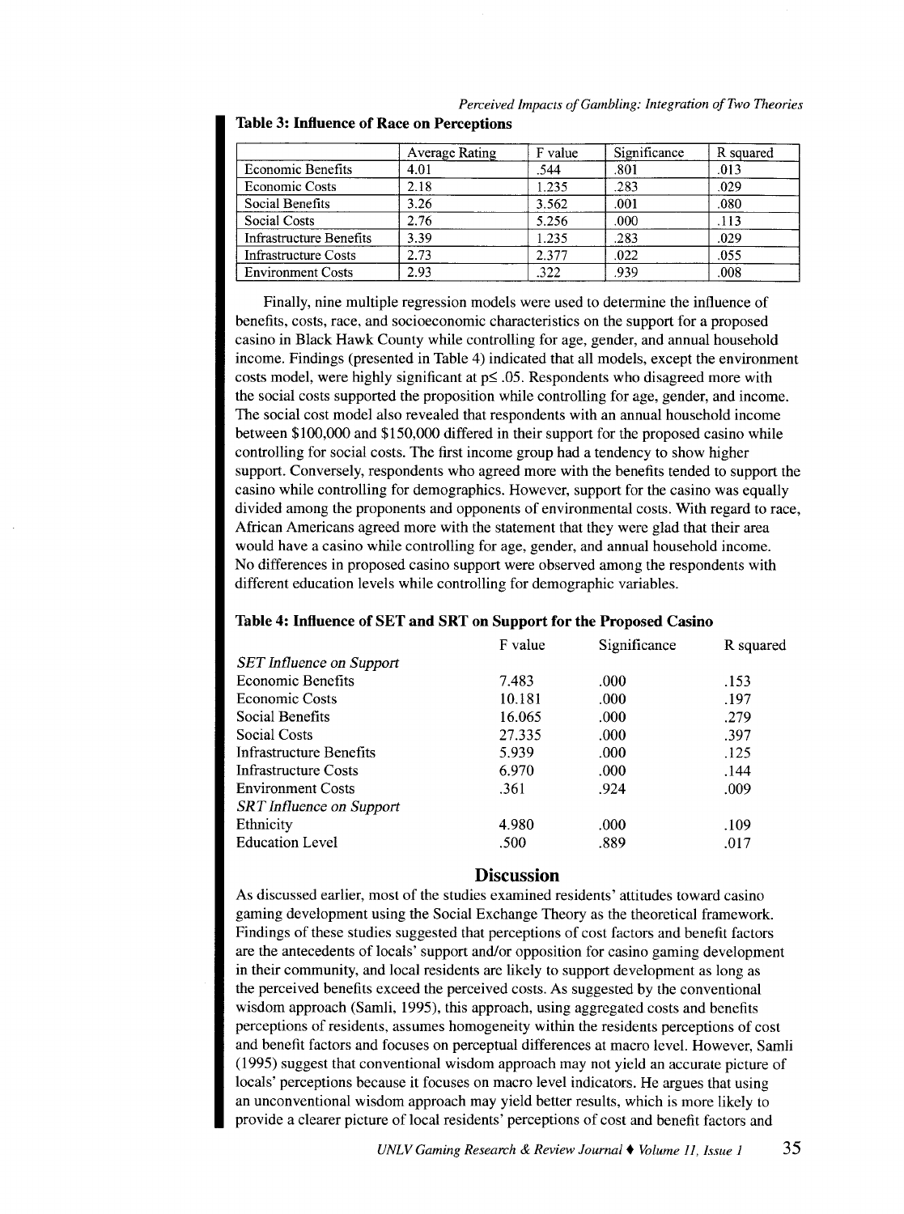**Table 3: Influence of Race on Perceptions**

| | Average Rating | F value | Significance | R squared |
|---|---|---|---|---|
| Economic Benefits | 4.01 | .544 | .801 | .013 |
| Economic Costs | 2.18 | 1.235 | .283 | .029 |
| Social Benefits | 3.26 | 3.562 | .001 | .080 |
| Social Costs | 2.76 | 5.256 | .000 | .113 |
| Infrastructure Benefits | 3.39 | 1.235 | .283 | .029 |
| Infrastructure Costs | 2.73 | 2.377 | .022 | .055 |
| Environment Costs | 2.93 | .322 | .939 | .008 |

Finally, nine multiple regression models were used to determine the influence of benefits, costs, race, and socioeconomic characteristics on the support for a proposed casino in Black Hawk County while controlling for age, gender, and annual household income. Findings (presented in Table 4) indicated that all models, except the environment costs model, were highly significant at $p \leq .05$. Respondents who disagreed more with the social costs supported the proposition while controlling for age, gender, and income. The social cost model also revealed that respondents with an annual household income between $100,000 and $150,000 differed in their support for the proposed casino while controlling for social costs. The first income group had a tendency to show higher support. Conversely, respondents who agreed more with the benefits tended to support the casino while controlling for demographics. However, support for the casino was equally divided among the proponents and opponents of environmental costs. With regard to race, African Americans agreed more with the statement that they were glad that their area would have a casino while controlling for age, gender, and annual household income. No differences in proposed casino support were observed among the respondents with different education levels while controlling for demographic variables.

**Table 4: Influence of SET and SRT on Support for the Proposed Casino**

| | F value | Significance | R squared |
|---|---|---|---|
| *SET Influence on Support* | | | |
| Economic Benefits | 7.483 | .000 | .153 |
| Economic Costs | 10.181 | .000 | .197 |
| Social Benefits | 16.065 | .000 | .279 |
| Social Costs | 27.335 | .000 | .397 |
| Infrastructure Benefits | 5.939 | .000 | .125 |
| Infrastructure Costs | 6.970 | .000 | .144 |
| Environment Costs | .361 | .924 | .009 |
| *SRT Influence on Support* | | | |
| Ethnicity | 4.980 | .000 | .109 |
| Education Level | .500 | .889 | .017 |

## Discussion

As discussed earlier, most of the studies examined residents' attitudes toward casino gaming development using the Social Exchange Theory as the theoretical framework. Findings of these studies suggested that perceptions of cost factors and benefit factors are the antecedents of locals' support and/or opposition for casino gaming development in their community, and local residents are likely to support development as long as the perceived benefits exceed the perceived costs. As suggested by the conventional wisdom approach (Samli, 1995), this approach, using aggregated costs and benefits perceptions of residents, assumes homogeneity within the residents perceptions of cost and benefit factors and focuses on perceptual differences at macro level. However, Samli (1995) suggest that conventional wisdom approach may not yield an accurate picture of locals' perceptions because it focuses on macro level indicators. He argues that using an unconventional wisdom approach may yield better results, which is more likely to provide a clearer picture of local residents' perceptions of cost and benefit factors and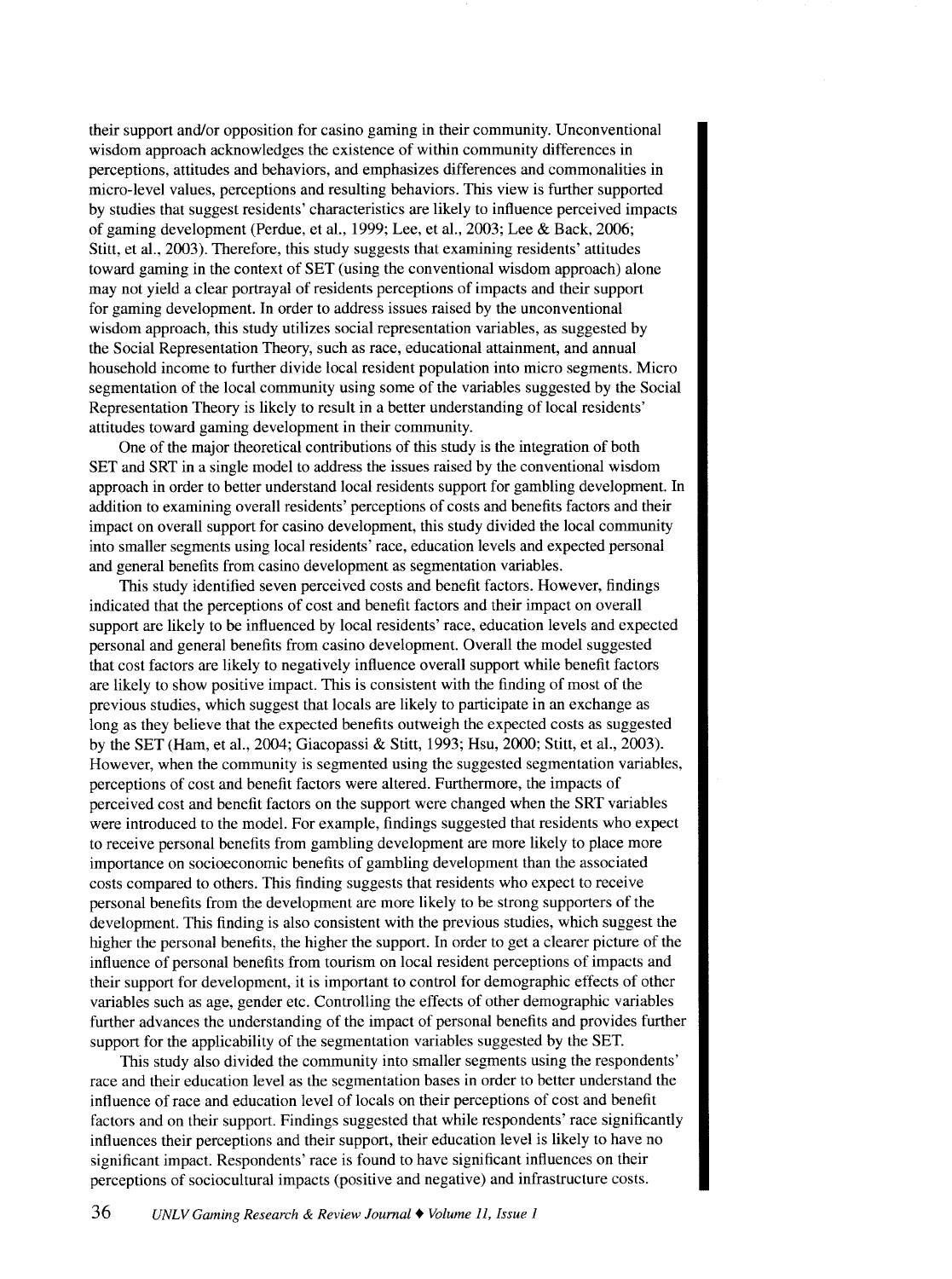their support and/or opposition for casino gaming in their community. Unconventional wisdom approach acknowledges the existence of within community differences in perceptions, attitudes and behaviors, and emphasizes differences and commonalities in micro-level values, perceptions and resulting behaviors. This view is further supported by studies that suggest residents' characteristics are likely to influence perceived impacts of gaming development (Perdue, et al., 1999; Lee, et al., 2003; Lee & Back, 2006; Stitt, et al., 2003). Therefore, this study suggests that examining residents' attitudes toward gaming in the context of SET (using the conventional wisdom approach) alone may not yield a clear portrayal of residents perceptions of impacts and their support for gaming development. In order to address issues raised by the unconventional wisdom approach, this study utilizes social representation variables, as suggested by the Social Representation Theory, such as race, educational attainment, and annual household income to further divide local resident population into micro segments. Micro segmentation of the local community using some of the variables suggested by the Social Representation Theory is likely to result in a better understanding of local residents' attitudes toward gaming development in their community.

One of the major theoretical contributions of this study is the integration of both SET and SRT in a single model to address the issues raised by the conventional wisdom approach in order to better understand local residents support for gambling development. In addition to examining overall residents' perceptions of costs and benefits factors and their impact on overall support for casino development, this study divided the local community into smaller segments using local residents' race, education levels and expected personal and general benefits from casino development as segmentation variables.

This study identified seven perceived costs and benefit factors. However, findings indicated that the perceptions of cost and benefit factors and their impact on overall support are likely to be influenced by local residents' race, education levels and expected personal and general benefits from casino development. Overall the model suggested that cost factors are likely to negatively influence overall support while benefit factors are likely to show positive impact. This is consistent with the finding of most of the previous studies, which suggest that locals are likely to participate in an exchange as long as they believe that the expected benefits outweigh the expected costs as suggested by the SET (Ham, et al., 2004; Giacopassi & Stitt, 1993; Hsu, 2000; Stitt, et al., 2003). However, when the community is segmented using the suggested segmentation variables, perceptions of cost and benefit factors were altered. Furthermore, the impacts of perceived cost and benefit factors on the support were changed when the SRT variables were introduced to the model. For example, findings suggested that residents who expect to receive personal benefits from gambling development are more likely to place more importance on socioeconomic benefits of gambling development than the associated costs compared to others. This finding suggests that residents who expect to receive personal benefits from the development are more likely to be strong supporters of the development. This finding is also consistent with the previous studies, which suggest the higher the personal benefits, the higher the support. In order to get a clearer picture of the influence of personal benefits from tourism on local resident perceptions of impacts and their support for development, it is important to control for demographic effects of other variables such as age, gender etc. Controlling the effects of other demographic variables further advances the understanding of the impact of personal benefits and provides further support for the applicability of the segmentation variables suggested by the SET.

This study also divided the community into smaller segments using the respondents' race and their education level as the segmentation bases in order to better understand the influence of race and education level of locals on their perceptions of cost and benefit factors and on their support. Findings suggested that while respondents' race significantly influences their perceptions and their support, their education level is likely to have no significant impact. Respondents' race is found to have significant influences on their perceptions of sociocultural impacts (positive and negative) and infrastructure costs.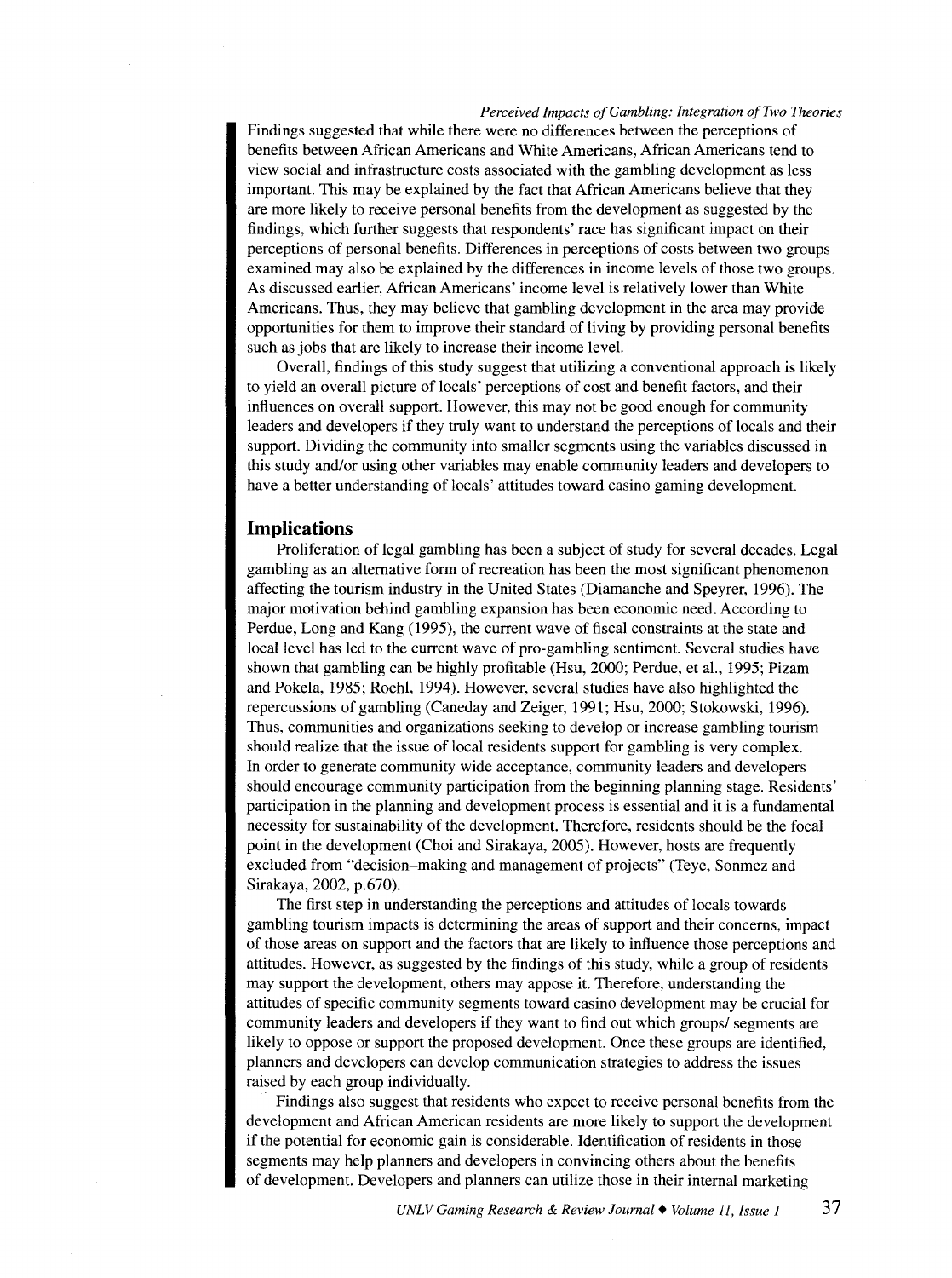Findings suggested that while there were no differences between the perceptions of benefits between African Americans and White Americans, African Americans tend to view social and infrastructure costs associated with the gambling development as less important. This may be explained by the fact that African Americans believe that they are more likely to receive personal benefits from the development as suggested by the findings, which further suggests that respondents' race has significant impact on their perceptions of personal benefits. Differences in perceptions of costs between two groups examined may also be explained by the differences in income levels of those two groups. As discussed earlier, African Americans' income level is relatively lower than White Americans. Thus, they may believe that gambling development in the area may provide opportunities for them to improve their standard of living by providing personal benefits such as jobs that are likely to increase their income level.

Overall, findings of this study suggest that utilizing a conventional approach is likely to yield an overall picture of locals' perceptions of cost and benefit factors, and their influences on overall support. However, this may not be good enough for community leaders and developers if they truly want to understand the perceptions of locals and their support. Dividing the community into smaller segments using the variables discussed in this study and/or using other variables may enable community leaders and developers to have a better understanding of locals' attitudes toward casino gaming development.

## Implications

Proliferation of legal gambling has been a subject of study for several decades. Legal gambling as an alternative form of recreation has been the most significant phenomenon affecting the tourism industry in the United States (Diamanche and Speyrer, 1996). The major motivation behind gambling expansion has been economic need. According to Perdue, Long and Kang (1995), the current wave of fiscal constraints at the state and local level has led to the current wave of pro-gambling sentiment. Several studies have shown that gambling can be highly profitable (Hsu, 2000; Perdue, et al., 1995; Pizam and Pokela, 1985; Roehl, 1994). However, several studies have also highlighted the repercussions of gambling (Caneday and Zeiger, 1991; Hsu, 2000; Stokowski, 1996). Thus, communities and organizations seeking to develop or increase gambling tourism should realize that the issue of local residents support for gambling is very complex. In order to generate community wide acceptance, community leaders and developers should encourage community participation from the beginning planning stage. Residents' participation in the planning and development process is essential and it is a fundamental necessity for sustainability of the development. Therefore, residents should be the focal point in the development (Choi and Sirakaya, 2005). However, hosts are frequently excluded from "decision–making and management of projects" (Teye, Sonmez and Sirakaya, 2002, p.670).

The first step in understanding the perceptions and attitudes of locals towards gambling tourism impacts is determining the areas of support and their concerns, impact of those areas on support and the factors that are likely to influence those perceptions and attitudes. However, as suggested by the findings of this study, while a group of residents may support the development, others may appose it. Therefore, understanding the attitudes of specific community segments toward casino development may be crucial for community leaders and developers if they want to find out which groups/ segments are likely to oppose or support the proposed development. Once these groups are identified, planners and developers can develop communication strategies to address the issues raised by each group individually.

Findings also suggest that residents who expect to receive personal benefits from the development and African American residents are more likely to support the development if the potential for economic gain is considerable. Identification of residents in those segments may help planners and developers in convincing others about the benefits of development. Developers and planners can utilize those in their internal marketing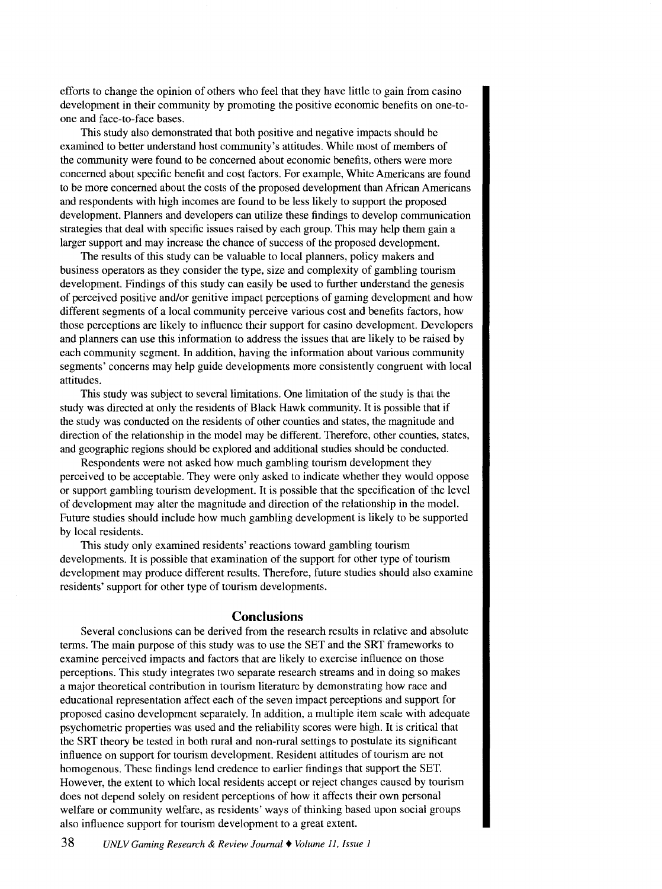efforts to change the opinion of others who feel that they have little to gain from casino development in their community by promoting the positive economic benefits on one-to-one and face-to-face bases.

This study also demonstrated that both positive and negative impacts should be examined to better understand host community's attitudes. While most of members of the community were found to be concerned about economic benefits, others were more concerned about specific benefit and cost factors. For example, White Americans are found to be more concerned about the costs of the proposed development than African Americans and respondents with high incomes are found to be less likely to support the proposed development. Planners and developers can utilize these findings to develop communication strategies that deal with specific issues raised by each group. This may help them gain a larger support and may increase the chance of success of the proposed development.

The results of this study can be valuable to local planners, policy makers and business operators as they consider the type, size and complexity of gambling tourism development. Findings of this study can easily be used to further understand the genesis of perceived positive and/or genitive impact perceptions of gaming development and how different segments of a local community perceive various cost and benefits factors, how those perceptions are likely to influence their support for casino development. Developers and planners can use this information to address the issues that are likely to be raised by each community segment. In addition, having the information about various community segments' concerns may help guide developments more consistently congruent with local attitudes.

This study was subject to several limitations. One limitation of the study is that the study was directed at only the residents of Black Hawk community. It is possible that if the study was conducted on the residents of other counties and states, the magnitude and direction of the relationship in the model may be different. Therefore, other counties, states, and geographic regions should be explored and additional studies should be conducted.

Respondents were not asked how much gambling tourism development they perceived to be acceptable. They were only asked to indicate whether they would oppose or support gambling tourism development. It is possible that the specification of the level of development may alter the magnitude and direction of the relationship in the model. Future studies should include how much gambling development is likely to be supported by local residents.

This study only examined residents' reactions toward gambling tourism developments. It is possible that examination of the support for other type of tourism development may produce different results. Therefore, future studies should also examine residents' support for other type of tourism developments.

## Conclusions

Several conclusions can be derived from the research results in relative and absolute terms. The main purpose of this study was to use the SET and the SRT frameworks to examine perceived impacts and factors that are likely to exercise influence on those perceptions. This study integrates two separate research streams and in doing so makes a major theoretical contribution in tourism literature by demonstrating how race and educational representation affect each of the seven impact perceptions and support for proposed casino development separately. In addition, a multiple item scale with adequate psychometric properties was used and the reliability scores were high. It is critical that the SRT theory be tested in both rural and non-rural settings to postulate its significant influence on support for tourism development. Resident attitudes of tourism are not homogenous. These findings lend credence to earlier findings that support the SET. However, the extent to which local residents accept or reject changes caused by tourism does not depend solely on resident perceptions of how it affects their own personal welfare or community welfare, as residents' ways of thinking based upon social groups also influence support for tourism development to a great extent.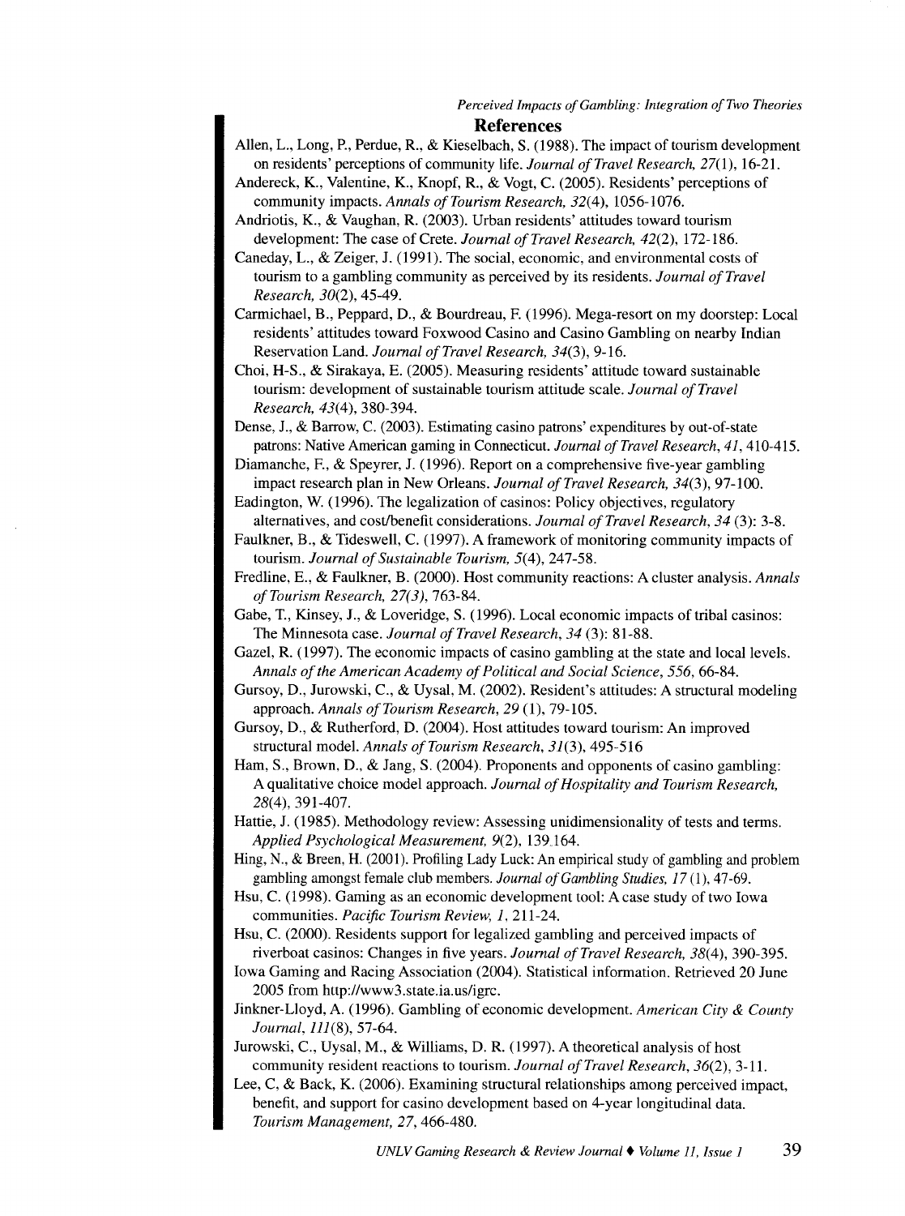## References

Allen, L., Long, P., Perdue, R., & Kieselbach, S. (1988). The impact of tourism development on residents' perceptions of community life. *Journal of Travel Research, 27*(1), 16-21.

Andereck, K., Valentine, K., Knopf, R., & Vogt, C. (2005). Residents' perceptions of community impacts. *Annals of Tourism Research, 32*(4), 1056-1076.

Andriotis, K., & Vaughan, R. (2003). Urban residents' attitudes toward tourism development: The case of Crete. *Journal of Travel Research, 42*(2), 172-186.

Caneday, L., & Zeiger, J. (1991). The social, economic, and environmental costs of tourism to a gambling community as perceived by its residents. *Journal of Travel Research, 30*(2), 45-49.

Carmichael, B., Peppard, D., & Bourdreau, F. (1996). Mega-resort on my doorstep: Local residents' attitudes toward Foxwood Casino and Casino Gambling on nearby Indian Reservation Land. *Journal of Travel Research, 34*(3), 9-16.

Choi, H-S., & Sirakaya, E. (2005). Measuring residents' attitude toward sustainable tourism: development of sustainable tourism attitude scale. *Journal of Travel Research, 43*(4), 380-394.

Dense, J., & Barrow, C. (2003). Estimating casino patrons' expenditures by out-of-state patrons: Native American gaming in Connecticut. *Journal of Travel Research, 41*, 410-415.

Diamanche, F., & Speyrer, J. (1996). Report on a comprehensive five-year gambling impact research plan in New Orleans. *Journal of Travel Research, 34*(3), 97-100.

Eadington, W. (1996). The legalization of casinos: Policy objectives, regulatory alternatives, and cost/benefit considerations. *Journal of Travel Research, 34* (3): 3-8.

Faulkner, B., & Tideswell, C. (1997). A framework of monitoring community impacts of tourism. *Journal of Sustainable Tourism, 5*(4), 247-58.

Fredline, E., & Faulkner, B. (2000). Host community reactions: A cluster analysis. *Annals of Tourism Research, 27(3)*, 763-84.

Gabe, T., Kinsey, J., & Loveridge, S. (1996). Local economic impacts of tribal casinos: The Minnesota case. *Journal of Travel Research, 34* (3): 81-88.

Gazel, R. (1997). The economic impacts of casino gambling at the state and local levels. *Annals of the American Academy of Political and Social Science, 556*, 66-84.

Gursoy, D., Jurowski, C., & Uysal, M. (2002). Resident's attitudes: A structural modeling approach. *Annals of Tourism Research, 29* (1), 79-105.

Gursoy, D., & Rutherford, D. (2004). Host attitudes toward tourism: An improved structural model. *Annals of Tourism Research, 31*(3), 495-516

Ham, S., Brown, D., & Jang, S. (2004). Proponents and opponents of casino gambling: A qualitative choice model approach. *Journal of Hospitality and Tourism Research, 28*(4), 391-407.

Hattie, J. (1985). Methodology review: Assessing unidimensionality of tests and terms. *Applied Psychological Measurement, 9*(2), 139.164.

Hing, N., & Breen, H. (2001). Profiling Lady Luck: An empirical study of gambling and problem gambling amongst female club members. *Journal of Gambling Studies, 17* (1), 47-69.

Hsu, C. (1998). Gaming as an economic development tool: A case study of two Iowa communities. *Pacific Tourism Review, 1*, 211-24.

Hsu, C. (2000). Residents support for legalized gambling and perceived impacts of riverboat casinos: Changes in five years. *Journal of Travel Research, 38*(4), 390-395.

Iowa Gaming and Racing Association (2004). Statistical information. Retrieved 20 June 2005 from http://www3.state.ia.us/igrc.

Jinkner-Lloyd, A. (1996). Gambling of economic development. *American City & County Journal, 111*(8), 57-64.

Jurowski, C., Uysal, M., & Williams, D. R. (1997). A theoretical analysis of host community resident reactions to tourism. *Journal of Travel Research, 36*(2), 3-11.

Lee, C, & Back, K. (2006). Examining structural relationships among perceived impact, benefit, and support for casino development based on 4-year longitudinal data. *Tourism Management, 27*, 466-480.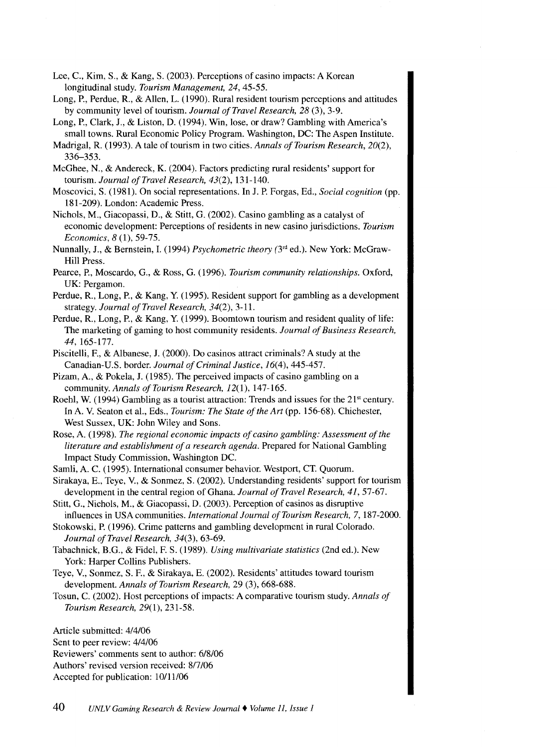Lee, C., Kim, S., & Kang, S. (2003). Perceptions of casino impacts: A Korean longitudinal study. *Tourism Management, 24*, 45-55.

Long, P., Perdue, R., & Allen, L. (1990). Rural resident tourism perceptions and attitudes by community level of tourism. *Journal of Travel Research, 28* (3), 3-9.

Long, P., Clark, J., & Liston, D. (1994). Win, lose, or draw? Gambling with America's small towns. Rural Economic Policy Program. Washington, DC: The Aspen Institute.

Madrigal, R. (1993). A tale of tourism in two cities. *Annals of Tourism Research, 20*(2), 336–353.

McGhee, N., & Andereck, K. (2004). Factors predicting rural residents' support for tourism. *Journal of Travel Research, 43*(2), 131-140.

Moscovici, S. (1981). On social representations. In J. P. Forgas, Ed., *Social cognition* (pp. 181-209). London: Academic Press.

Nichols, M., Giacopassi, D., & Stitt, G. (2002). Casino gambling as a catalyst of economic development: Perceptions of residents in new casino jurisdictions. *Tourism Economics, 8* (1), 59-75.

Nunnally, J., & Bernstein, I. (1994) *Psychometric theory (*3rd ed.). New York: McGraw-Hill Press.

Pearce, P., Moscardo, G., & Ross, G. (1996). *Tourism community relationships.* Oxford, UK: Pergamon.

Perdue, R., Long, P., & Kang, Y. (1995). Resident support for gambling as a development strategy. *Journal of Travel Research, 34*(2), 3-11.

Perdue, R., Long, P., & Kang, Y. (1999). Boomtown tourism and resident quality of life: The marketing of gaming to host community residents. *Journal of Business Research, 44*, 165-177.

Piscitelli, F., & Albanese, J. (2000). Do casinos attract criminals? A study at the Canadian-U.S. border. *Journal of Criminal Justice, 16*(4), 445-457.

Pizam, A., & Pokela, J. (1985). The perceived impacts of casino gambling on a community. *Annals of Tourism Research, 12*(1), 147-165.

Roehl, W. (1994) Gambling as a tourist attraction: Trends and issues for the 21st century. In A. V. Seaton et al., Eds., *Tourism: The State of the Art* (pp. 156-68). Chichester, West Sussex, UK: John Wiley and Sons.

Rose, A. (1998). *The regional economic impacts of casino gambling: Assessment of the literature and establishment of a research agenda.* Prepared for National Gambling Impact Study Commission, Washington DC.

Samli, A. C. (1995). International consumer behavior. Westport, CT. Quorum.

Sirakaya, E., Teye, V., & Sonmez, S. (2002). Understanding residents' support for tourism development in the central region of Ghana. *Journal of Travel Research, 41*, 57-67.

Stitt, G., Nichols, M., & Giacopassi, D. (2003). Perception of casinos as disruptive influences in USA communities. *International Journal of Tourism Research, 7*, 187-2000.

Stokowski, P. (1996). Crime patterns and gambling development in rural Colorado. *Journal of Travel Research, 34*(3), 63-69.

Tabachnick, B.G., & Fidel, F. S. (1989). *Using multivariate statistics* (2nd ed.). New York: Harper Collins Publishers.

Teye, V., Sonmez, S. F., & Sirakaya, E. (2002). Residents' attitudes toward tourism development. *Annals of Tourism Research*, 29 (3), 668-688.

Tosun, C. (2002). Host perceptions of impacts: A comparative tourism study. *Annals of Tourism Research, 29*(1), 231-58.

Article submitted: 4/4/06
Sent to peer review: 4/4/06
Reviewers' comments sent to author: 6/8/06
Authors' revised version received: 8/7/06
Accepted for publication: 10/11/06